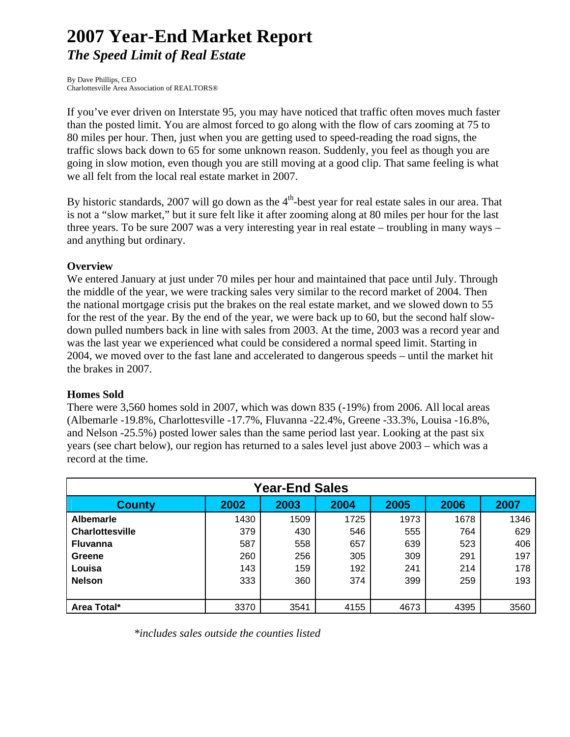# 2007 Year-End Market Report

## *The Speed Limit of Real Estate*

By Dave Phillips, CEO
Charlottesville Area Association of REALTORS®

If you've ever driven on Interstate 95, you may have noticed that traffic often moves much faster than the posted limit. You are almost forced to go along with the flow of cars zooming at 75 to 80 miles per hour. Then, just when you are getting used to speed-reading the road signs, the traffic slows back down to 65 for some unknown reason. Suddenly, you feel as though you are going in slow motion, even though you are still moving at a good clip. That same feeling is what we all felt from the local real estate market in 2007.

By historic standards, 2007 will go down as the 4th-best year for real estate sales in our area. That is not a "slow market," but it sure felt like it after zooming along at 80 miles per hour for the last three years. To be sure 2007 was a very interesting year in real estate – troubling in many ways – and anything but ordinary.

### Overview

We entered January at just under 70 miles per hour and maintained that pace until July. Through the middle of the year, we were tracking sales very similar to the record market of 2004. Then the national mortgage crisis put the brakes on the real estate market, and we slowed down to 55 for the rest of the year. By the end of the year, we were back up to 60, but the second half slow-down pulled numbers back in line with sales from 2003. At the time, 2003 was a record year and was the last year we experienced what could be considered a normal speed limit. Starting in 2004, we moved over to the fast lane and accelerated to dangerous speeds – until the market hit the brakes in 2007.

### Homes Sold

There were 3,560 homes sold in 2007, which was down 835 (-19%) from 2006. All local areas (Albemarle -19.8%, Charlottesville -17.7%, Fluvanna -22.4%, Greene -33.3%, Louisa -16.8%, and Nelson -25.5%) posted lower sales than the same period last year. Looking at the past six years (see chart below), our region has returned to a sales level just above 2003 – which was a record at the time.

| Year-End Sales | | | | | | |
|---|---|---|---|---|---|---|
| **County** | **2002** | **2003** | **2004** | **2005** | **2006** | **2007** |
| **Albemarle** | 1430 | 1509 | 1725 | 1973 | 1678 | 1346 |
| **Charlottesville** | 379 | 430 | 546 | 555 | 764 | 629 |
| **Fluvanna** | 587 | 558 | 657 | 639 | 523 | 406 |
| **Greene** | 260 | 256 | 305 | 309 | 291 | 197 |
| **Louisa** | 143 | 159 | 192 | 241 | 214 | 178 |
| **Nelson** | 333 | 360 | 374 | 399 | 259 | 193 |
| **Area Total*** | 3370 | 3541 | 4155 | 4673 | 4395 | 3560 |

*\*includes sales outside the counties listed*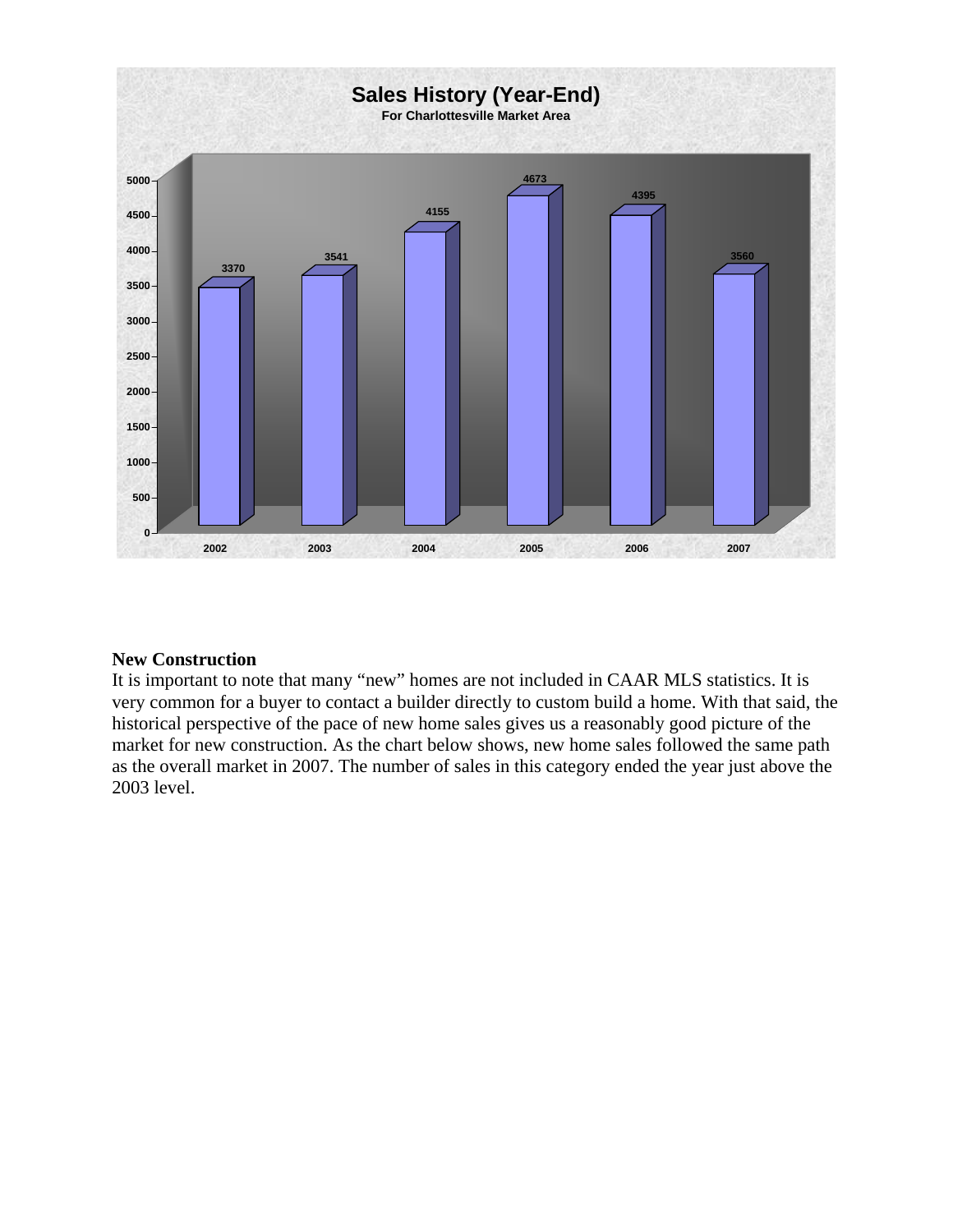**Sales History (Year-End)**
For Charlottesville Market Area

| Year | Sales |
| --- | --- |
| 2002 | 3370 |
| 2003 | 3541 |
| 2004 | 4155 |
| 2005 | 4673 |
| 2006 | 4395 |
| 2007 | 3560 |

**New Construction**

It is important to note that many "new" homes are not included in CAAR MLS statistics. It is very common for a buyer to contact a builder directly to custom build a home. With that said, the historical perspective of the pace of new home sales gives us a reasonably good picture of the market for new construction. As the chart below shows, new home sales followed the same path as the overall market in 2007. The number of sales in this category ended the year just above the 2003 level.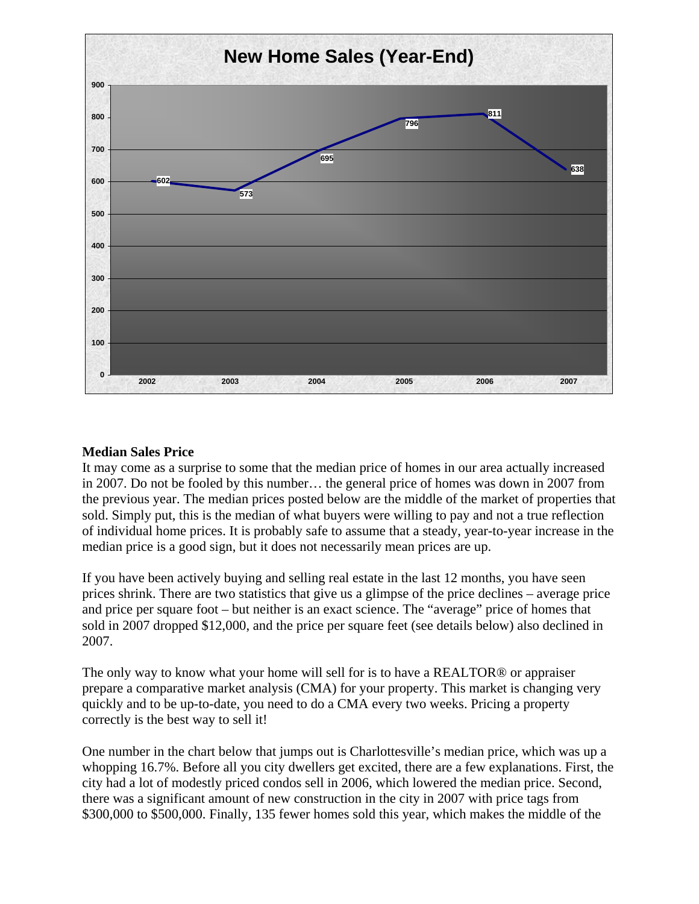**New Home Sales (Year-End)**

| Year | New Home Sales |
|---|---|
| 2002 | 602 |
| 2003 | 573 |
| 2004 | 695 |
| 2005 | 796 |
| 2006 | 811 |
| 2007 | 638 |

**Median Sales Price**

It may come as a surprise to some that the median price of homes in our area actually increased in 2007. Do not be fooled by this number… the general price of homes was down in 2007 from the previous year. The median prices posted below are the middle of the market of properties that sold. Simply put, this is the median of what buyers were willing to pay and not a true reflection of individual home prices. It is probably safe to assume that a steady, year-to-year increase in the median price is a good sign, but it does not necessarily mean prices are up.

If you have been actively buying and selling real estate in the last 12 months, you have seen prices shrink. There are two statistics that give us a glimpse of the price declines – average price and price per square foot – but neither is an exact science. The "average" price of homes that sold in 2007 dropped $12,000, and the price per square feet (see details below) also declined in 2007.

The only way to know what your home will sell for is to have a REALTOR® or appraiser prepare a comparative market analysis (CMA) for your property. This market is changing very quickly and to be up-to-date, you need to do a CMA every two weeks. Pricing a property correctly is the best way to sell it!

One number in the chart below that jumps out is Charlottesville's median price, which was up a whopping 16.7%. Before all you city dwellers get excited, there are a few explanations. First, the city had a lot of modestly priced condos sell in 2006, which lowered the median price. Second, there was a significant amount of new construction in the city in 2007 with price tags from $300,000 to $500,000. Finally, 135 fewer homes sold this year, which makes the middle of the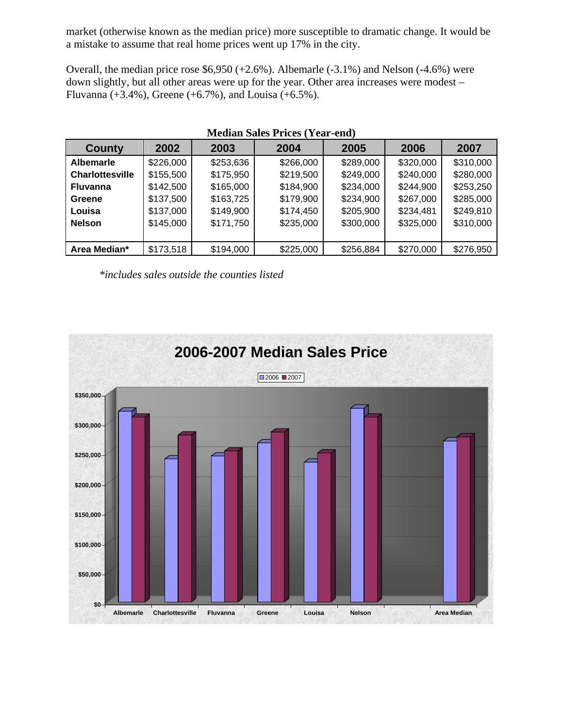market (otherwise known as the median price) more susceptible to dramatic change. It would be a mistake to assume that real home prices went up 17% in the city.

Overall, the median price rose $6,950 (+2.6%). Albemarle (-3.1%) and Nelson (-4.6%) were down slightly, but all other areas were up for the year. Other area increases were modest – Fluvanna (+3.4%), Greene (+6.7%), and Louisa (+6.5%).

**Median Sales Prices (Year-end)**

| County | 2002 | 2003 | 2004 | 2005 | 2006 | 2007 |
|---|---|---|---|---|---|---|
| **Albemarle** | $226,000 | $253,636 | $266,000 | $289,000 | $320,000 | $310,000 |
| **Charlottesville** | $155,500 | $175,950 | $219,500 | $249,000 | $240,000 | $280,000 |
| **Fluvanna** | $142,500 | $165,000 | $184,900 | $234,000 | $244,900 | $253,250 |
| **Greene** | $137,500 | $163,725 | $179,900 | $234,900 | $267,000 | $285,000 |
| **Louisa** | $137,000 | $149,900 | $174,450 | $205,900 | $234,481 | $249,810 |
| **Nelson** | $145,000 | $171,750 | $235,000 | $300,000 | $325,000 | $310,000 |
| **Area Median*** | $173,518 | $194,000 | $225,000 | $256,884 | $270,000 | $276,950 |

**includes sales outside the counties listed*

**2006-2007 Median Sales Price**

| | 2006 | 2007 |
|---|---|---|
| Albemarle | $320,000 | $310,000 |
| Charlottesville | $240,000 | $280,000 |
| Fluvanna | $244,900 | $253,250 |
| Greene | $267,000 | $285,000 |
| Louisa | $234,481 | $249,810 |
| Nelson | $325,000 | $310,000 |
| Area Median | $270,000 | $276,950 |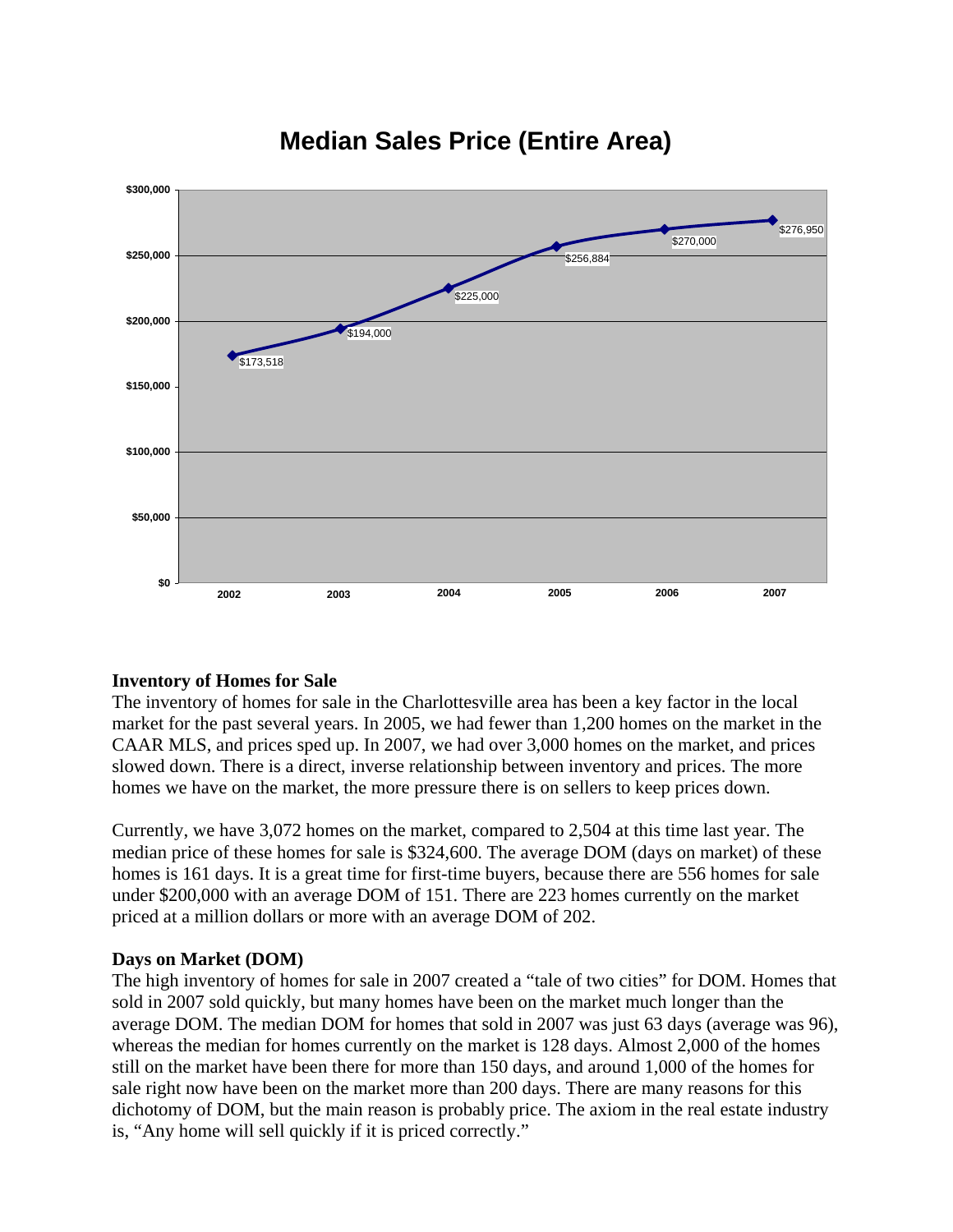## Median Sales Price (Entire Area)

| Year | Median Sales Price |
|---|---|
| 2002 | $173,518 |
| 2003 | $194,000 |
| 2004 | $225,000 |
| 2005 | $256,884 |
| 2006 | $270,000 |
| 2007 | $276,950 |

**Inventory of Homes for Sale**

The inventory of homes for sale in the Charlottesville area has been a key factor in the local market for the past several years. In 2005, we had fewer than 1,200 homes on the market in the CAAR MLS, and prices sped up. In 2007, we had over 3,000 homes on the market, and prices slowed down. There is a direct, inverse relationship between inventory and prices. The more homes we have on the market, the more pressure there is on sellers to keep prices down.

Currently, we have 3,072 homes on the market, compared to 2,504 at this time last year. The median price of these homes for sale is $324,600. The average DOM (days on market) of these homes is 161 days. It is a great time for first-time buyers, because there are 556 homes for sale under $200,000 with an average DOM of 151. There are 223 homes currently on the market priced at a million dollars or more with an average DOM of 202.

**Days on Market (DOM)**

The high inventory of homes for sale in 2007 created a "tale of two cities" for DOM. Homes that sold in 2007 sold quickly, but many homes have been on the market much longer than the average DOM. The median DOM for homes that sold in 2007 was just 63 days (average was 96), whereas the median for homes currently on the market is 128 days. Almost 2,000 of the homes still on the market have been there for more than 150 days, and around 1,000 of the homes for sale right now have been on the market more than 200 days. There are many reasons for this dichotomy of DOM, but the main reason is probably price. The axiom in the real estate industry is, "Any home will sell quickly if it is priced correctly."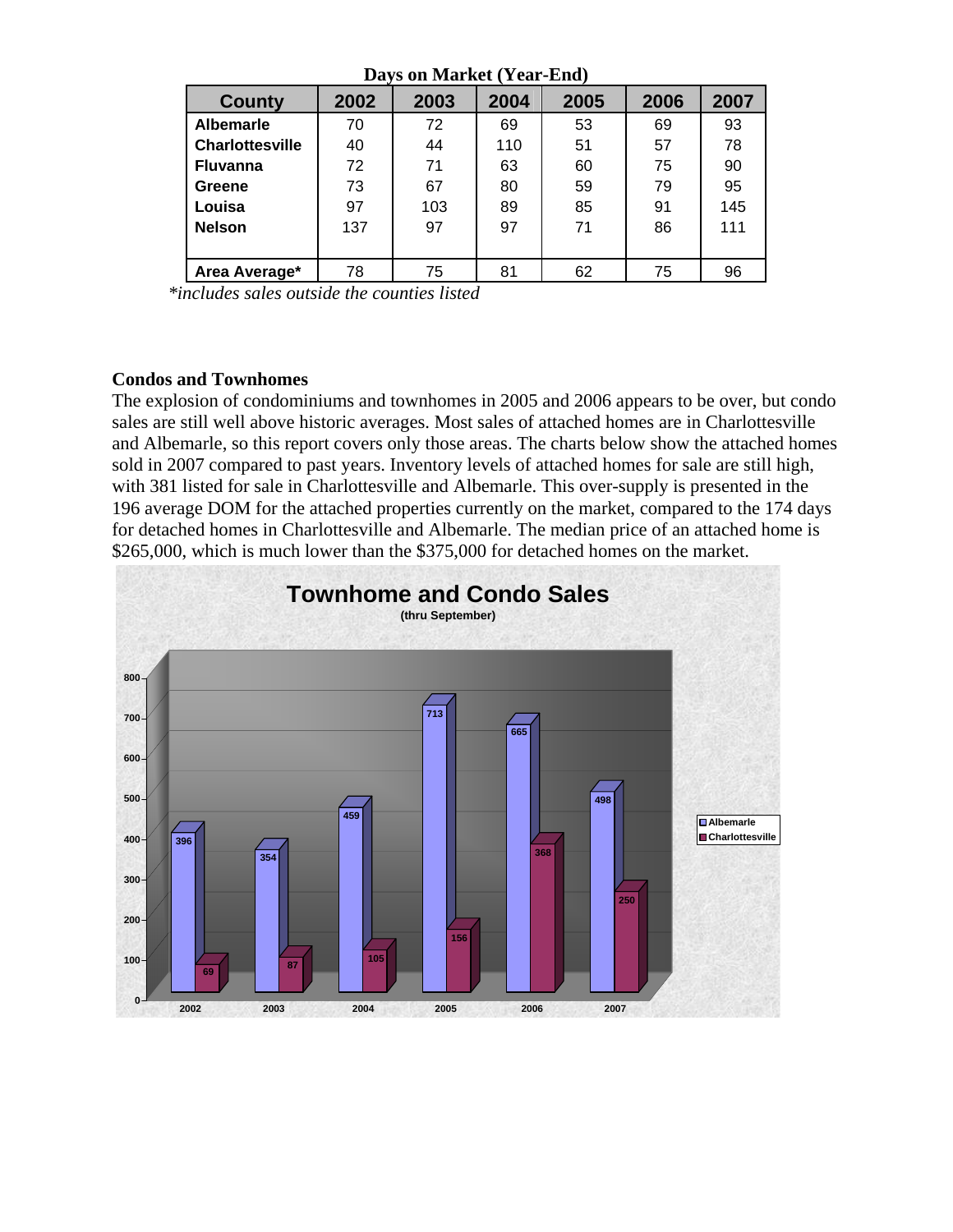**Days on Market (Year-End)**

| County | 2002 | 2003 | 2004 | 2005 | 2006 | 2007 |
|---|---|---|---|---|---|---|
| **Albemarle** | 70 | 72 | 69 | 53 | 69 | 93 |
| **Charlottesville** | 40 | 44 | 110 | 51 | 57 | 78 |
| **Fluvanna** | 72 | 71 | 63 | 60 | 75 | 90 |
| **Greene** | 73 | 67 | 80 | 59 | 79 | 95 |
| **Louisa** | 97 | 103 | 89 | 85 | 91 | 145 |
| **Nelson** | 137 | 97 | 97 | 71 | 86 | 111 |
| **Area Average*** | 78 | 75 | 81 | 62 | 75 | 96 |

*\*includes sales outside the counties listed*

**Condos and Townhomes**

The explosion of condominiums and townhomes in 2005 and 2006 appears to be over, but condo sales are still well above historic averages. Most sales of attached homes are in Charlottesville and Albemarle, so this report covers only those areas. The charts below show the attached homes sold in 2007 compared to past years. Inventory levels of attached homes for sale are still high, with 381 listed for sale in Charlottesville and Albemarle. This over-supply is presented in the 196 average DOM for the attached properties currently on the market, compared to the 174 days for detached homes in Charlottesville and Albemarle. The median price of an attached home is $265,000, which is much lower than the $375,000 for detached homes on the market.

**Townhome and Condo Sales**
(thru September)

| Year | Albemarle | Charlottesville |
|---|---|---|
| 2002 | 396 | 69 |
| 2003 | 354 | 87 |
| 2004 | 459 | 105 |
| 2005 | 713 | 156 |
| 2006 | 665 | 368 |
| 2007 | 498 | 250 |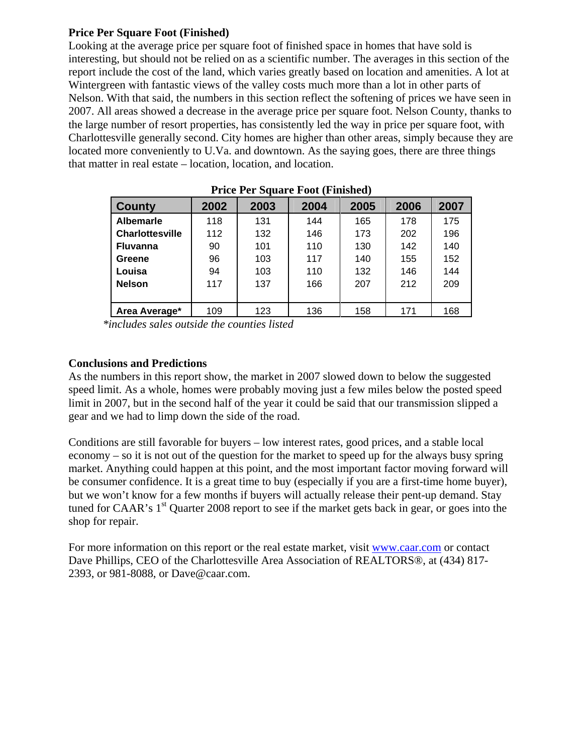## Price Per Square Foot (Finished)

Looking at the average price per square foot of finished space in homes that have sold is interesting, but should not be relied on as a scientific number. The averages in this section of the report include the cost of the land, which varies greatly based on location and amenities. A lot at Wintergreen with fantastic views of the valley costs much more than a lot in other parts of Nelson. With that said, the numbers in this section reflect the softening of prices we have seen in 2007. All areas showed a decrease in the average price per square foot. Nelson County, thanks to the large number of resort properties, has consistently led the way in price per square foot, with Charlottesville generally second. City homes are higher than other areas, simply because they are located more conveniently to U.Va. and downtown. As the saying goes, there are three things that matter in real estate – location, location, and location.

**Price Per Square Foot (Finished)**

| County | 2002 | 2003 | 2004 | 2005 | 2006 | 2007 |
|---|---|---|---|---|---|---|
| **Albemarle** | 118 | 131 | 144 | 165 | 178 | 175 |
| **Charlottesville** | 112 | 132 | 146 | 173 | 202 | 196 |
| **Fluvanna** | 90 | 101 | 110 | 130 | 142 | 140 |
| **Greene** | 96 | 103 | 117 | 140 | 155 | 152 |
| **Louisa** | 94 | 103 | 110 | 132 | 146 | 144 |
| **Nelson** | 117 | 137 | 166 | 207 | 212 | 209 |
| **Area Average*** | 109 | 123 | 136 | 158 | 171 | 168 |

*\*includes sales outside the counties listed*

## Conclusions and Predictions

As the numbers in this report show, the market in 2007 slowed down to below the suggested speed limit. As a whole, homes were probably moving just a few miles below the posted speed limit in 2007, but in the second half of the year it could be said that our transmission slipped a gear and we had to limp down the side of the road.

Conditions are still favorable for buyers – low interest rates, good prices, and a stable local economy – so it is not out of the question for the market to speed up for the always busy spring market. Anything could happen at this point, and the most important factor moving forward will be consumer confidence. It is a great time to buy (especially if you are a first-time home buyer), but we won't know for a few months if buyers will actually release their pent-up demand. Stay tuned for CAAR's 1st Quarter 2008 report to see if the market gets back in gear, or goes into the shop for repair.

For more information on this report or the real estate market, visit [www.caar.com](http://www.caar.com) or contact Dave Phillips, CEO of the Charlottesville Area Association of REALTORS®, at (434) 817-2393, or 981-8088, or Dave@caar.com.